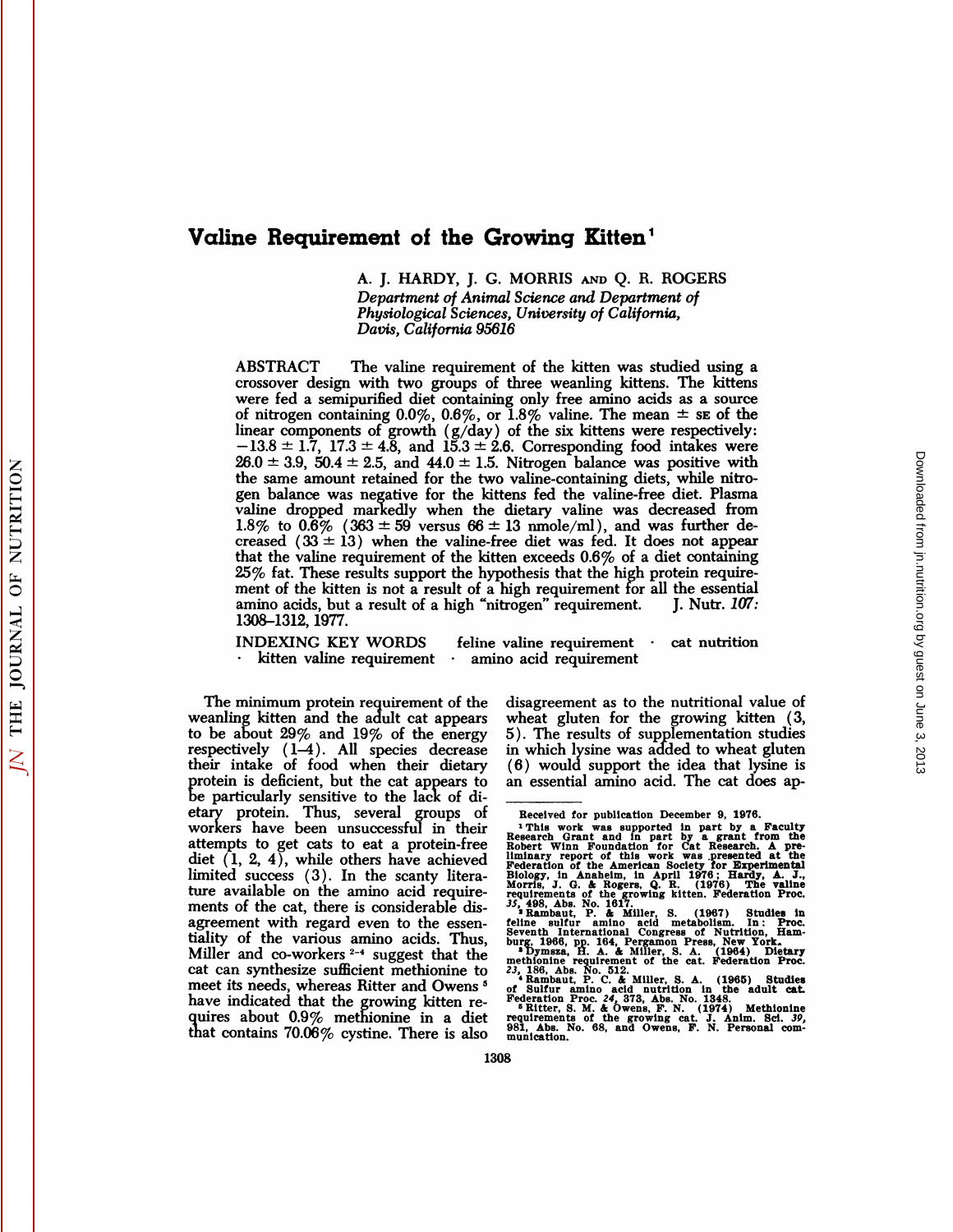# Valine Requirement of the Growing Kitten[1]

A. J. HARDY, J. G. MORRIS AND Q. R. ROGERS

*Department of Animal Science and Department of Physiological Sciences, University of California, Davis, California 95616*

ABSTRACT The valine requirement of the kitten was studied using a crossover design with two groups of three weanling kittens. The kittens were fed a semipurified diet containing only free amino acids as a source of nitrogen containing 0.0%, 0.6%, or 1.8% valine. The mean ± SE of the linear components of growth (g/day) of the six kittens were respectively: −13.8 ± 1.7, 17.3 ± 4.8, and 15.3 ± 2.6. Corresponding food intakes were 26.0 ± 3.9, 50.4 ± 2.5, and 44.0 ± 1.5. Nitrogen balance was positive with the same amount retained for the two valine-containing diets, while nitrogen balance was negative for the kittens fed the valine-free diet. Plasma valine dropped markedly when the dietary valine was decreased from 1.8% to 0.6% (363 ± 59 versus 66 ± 13 nmole/ml), and was further decreased (33 ± 13) when the valine-free diet was fed. It does not appear that the valine requirement of the kitten exceeds 0.6% of a diet containing 25% fat. These results support the hypothesis that the high protein requirement of the kitten is not a result of a high requirement for all the essential amino acids, but a result of a high "nitrogen" requirement. J. Nutr. *107:* 1308–1312, 1977.

INDEXING KEY WORDS feline valine requirement · cat nutrition · kitten valine requirement · amino acid requirement

The minimum protein requirement of the weanling kitten and the adult cat appears to be about 29% and 19% of the energy respectively (1–4). All species decrease their intake of food when their dietary protein is deficient, but the cat appears to be particularly sensitive to the lack of dietary protein. Thus, several groups of workers have been unsuccessful in their attempts to get cats to eat a protein-free diet (1, 2, 4), while others have achieved limited success (3). In the scanty literature available on the amino acid requirements of the cat, there is considerable disagreement with regard even to the essentiality of the various amino acids. Thus, Miller and co-workers[2-4] suggest that the cat can synthesize sufficient methionine to meet its needs, whereas Ritter and Owens[5] have indicated that the growing kitten requires about 0.9% methionine in a diet that contains 70.06% cystine. There is also disagreement as to the nutritional value of wheat gluten for the growing kitten (3, 5). The results of supplementation studies in which lysine was added to wheat gluten (6) would support the idea that lysine is an essential amino acid. The cat does ap-

Received for publication December 9, 1976.

[1] This work was supported in part by a Faculty Research Grant and in part by a grant from the Robert Winn Foundation for Cat Research. A preliminary report of this work was presented at the Federation of the American Society for Experimental Biology, in Anaheim, in April 1976; Hardy, A. J., Morris, J. G. & Rogers, Q. R. (1976) The valine requirements of the growing kitten. Federation Proc. 35, 498, Abs. No. 1617.

[2] Rambaut, P. & Miller, S. (1967) Studies in feline sulfur amino acid metabolism. In: Proc. Seventh International Congress of Nutrition, Hamburg, 1966, pp. 164, Pergamon Press, New York.

[3] Dymsza, H. A. & Miller, S. A. (1964) Dietary methionine requirement of the cat. Federation Proc. 23, 186, Abs. No. 512.

[4] Rambaut, P. C. & Miller, S. A. (1965) Studies of Sulfur amino acid nutrition in the adult cat. Federation Proc. 24, 373, Abs. No. 1348.

[5] Ritter, S. M. & Owens, F. N. (1974) Methionine requirements of the growing cat. J. Anim. Sci. 39, 981, Abs. No. 68, and Owens, F. N. Personal communication.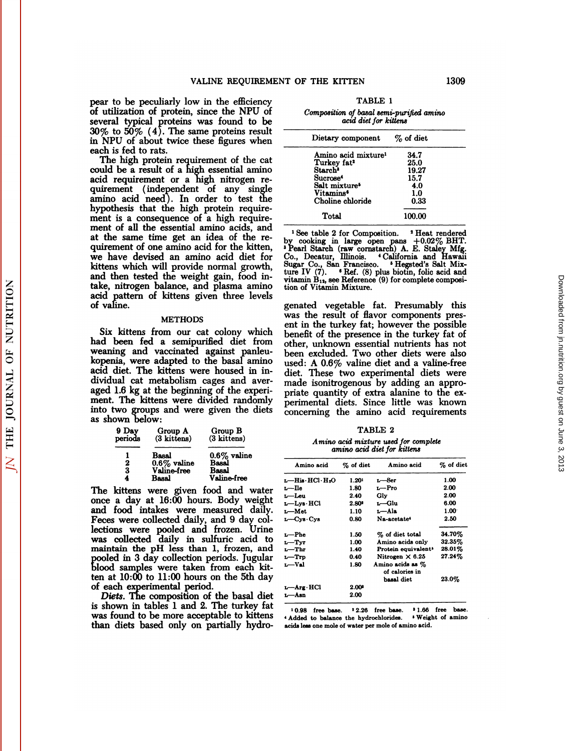pear to be peculiarly low in the efficiency of utilization of protein, since the NPU of several typical proteins was found to be 30% to 50% (4). The same proteins result in NPU of about twice these figures when each is fed to rats.

The high protein requirement of the cat could be a result of a high essential amino acid requirement or a high nitrogen requirement (independent of any single amino acid need). In order to test the hypothesis that the high protein requirement is a consequence of a high requirement of all the essential amino acids, and at the same time get an idea of the requirement of one amino acid for the kitten, we have devised an amino acid diet for kittens which will provide normal growth, and then tested the weight gain, food intake, nitrogen balance, and plasma amino acid pattern of kittens given three levels of valine.

## METHODS

Six kittens from our cat colony which had been fed a semipurified diet from weaning and vaccinated against panleukopenia, were adapted to the basal amino acid diet. The kittens were housed in individual cat metabolism cages and averaged 1.6 kg at the beginning of the experiment. The kittens were divided randomly into two groups and were given the diets as shown below:

| 9 Day periods | Group A (3 kittens) | Group B (3 kittens) |
|---|---|---|
| 1 | Basal | 0.6% valine |
| 2 | 0.6% valine | Basal |
| 3 | Valine-free | Basal |
| 4 | Basal | Valine-free |

The kittens were given food and water once a day at 16:00 hours. Body weight and food intakes were measured daily. Feces were collected daily, and 9 day collections were pooled and frozen. Urine was collected daily in sulfuric acid to maintain the pH less than 1, frozen, and pooled in 3 day collection periods. Jugular blood samples were taken from each kitten at 10:00 to 11:00 hours on the 5th day of each experimental period.

*Diets.* The composition of the basal diet is shown in tables 1 and 2. The turkey fat was found to be more acceptable to kittens than diets based only on partially hydrogenated vegetable fat. Presumably this was the result of flavor components present in the turkey fat; however the possible benefit of the presence in the turkey fat of other, unknown essential nutrients has not been excluded. Two other diets were also used: A 0.6% valine diet and a valine-free diet. These two experimental diets were made isonitrogenous by adding an appropriate quantity of extra alanine to the experimental diets. Since little was known concerning the amino acid requirements

TABLE 1

*Composition of basal semi-purified amino acid diet for kittens*

| Dietary component | % of diet |
|---|---|
| Amino acid mixture[1] | 34.7 |
| Turkey fat[2] | 25.0 |
| Starch[3] | 19.27 |
| Sucrose[4] | 15.7 |
| Salt mixture[5] | 4.0 |
| Vitamins[6] | 1.0 |
| Choline chloride | 0.33 |
| Total | 100.00 |

[1] See table 2 for Composition. [2] Heat rendered by cooking in large open pans +0.02% BHT. [3] Pearl Starch (raw cornstarch) A. E. Staley Mfg. Co., Decatur, Illinois. [4] California and Hawaii Sugar Co., San Francisco. [5] Hegsted's Salt Mixture IV (7). [6] Ref. (8) plus biotin, folic acid and vitamin $B_{12}$, see Reference (9) for complete composition of Vitamin Mixture.

TABLE 2

*Amino acid mixture used for complete amino acid diet for kittens*

| Amino acid | % of diet | Amino acid | % of diet |
|---|---|---|---|
| L—His·HCl·$H_2O$ | 1.20[1] | L—Ser | 1.00 |
| L—Ile | 1.80 | L—Pro | 2.00 |
| L—Leu | 2.40 | Gly | 2.00 |
| L—Lys·HCl | 2.80[2] | L—Glu | 6.00 |
| L—Met | 1.10 | L—Ala | 1.00 |
| L—Cys·Cys | 0.80 | Na-acetate[4] | 2.50 |
| L—Phe | 1.50 | % of diet total | 34.70% |
| L—Tyr | 1.00 | Amino acids only | 32.35% |
| L—Thr | 1.40 | Protein equivalent[5] | 28.01% |
| L—Trp | 0.40 | Nitrogen × 6.25 | 27.24% |
| L—Val | 1.80 | Amino acids as % of calories in basal diet | 23.0% |
| L—Arg·HCl | 2.00[3] | | |
| L—Asn | 2.00 | | |

[1] 0.98 free base. [2] 2.26 free base. [3] 1.66 free base. [4] Added to balance the hydrochlorides. [5] Weight of amino acids less one mole of water per mole of amino acid.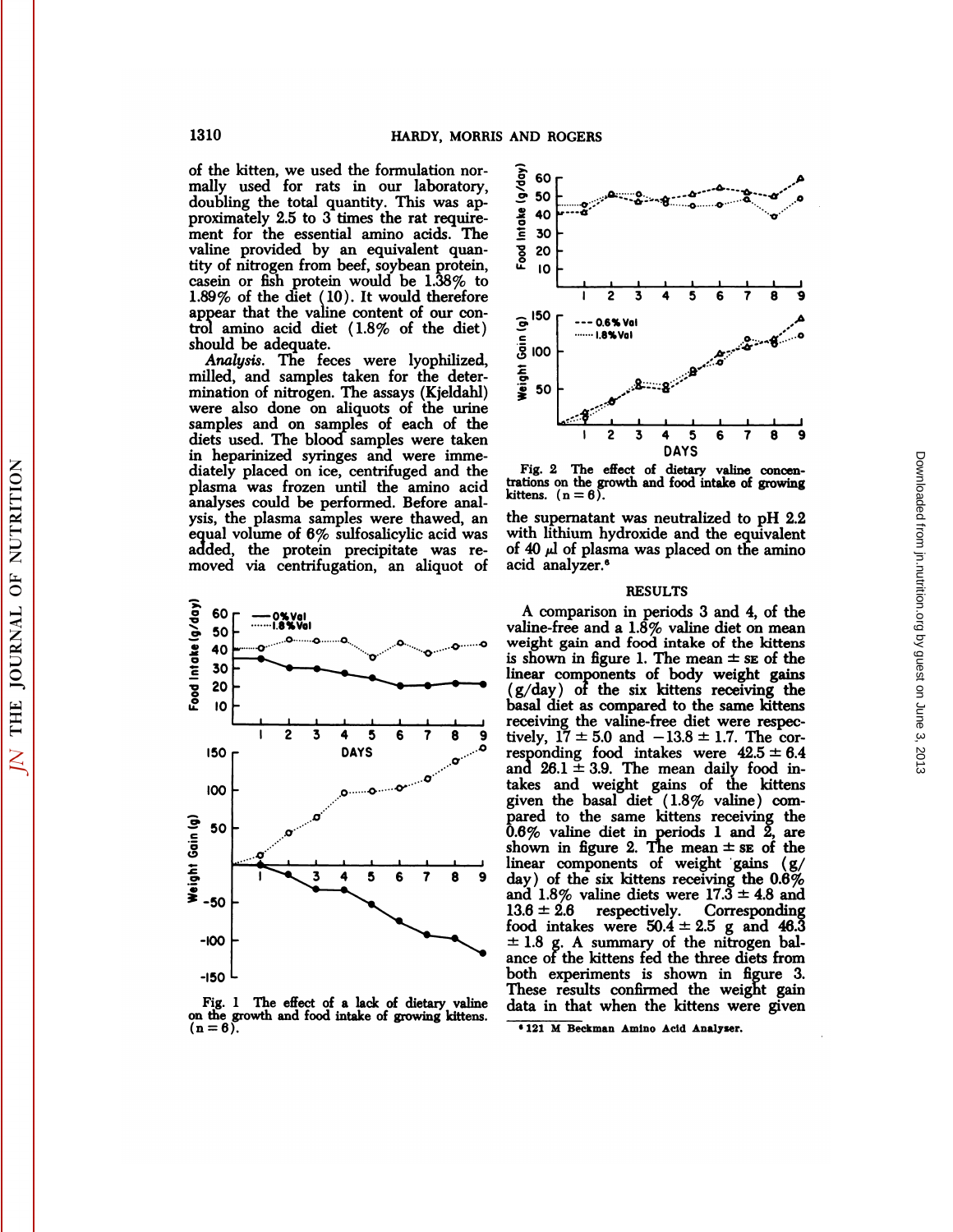of the kitten, we used the formulation normally used for rats in our laboratory, doubling the total quantity. This was approximately 2.5 to 3 times the rat requirement for the essential amino acids. The valine provided by an equivalent quantity of nitrogen from beef, soybean protein, casein or fish protein would be 1.38% to 1.89% of the diet (10). It would therefore appear that the valine content of our control amino acid diet (1.8% of the diet) should be adequate.

*Analysis.* The feces were lyophilized, milled, and samples taken for the determination of nitrogen. The assays (Kjeldahl) were also done on aliquots of the urine samples and on samples of each of the diets used. The blood samples were taken in heparinized syringes and were immediately placed on ice, centrifuged and the plasma was frozen until the amino acid analyses could be performed. Before analysis, the plasma samples were thawed, an equal volume of 6% sulfosalicylic acid was added, the protein precipitate was removed via centrifugation, an aliquot of the supernatant was neutralized to pH 2.2 with lithium hydroxide and the equivalent of 40 μl of plasma was placed on the amino acid analyzer.[6]

Fig. 1 The effect of a lack of dietary valine on the growth and food intake of growing kittens. (n = 6).

Fig. 2 The effect of dietary valine concentrations on the growth and food intake of growing kittens. (n = 6).

## RESULTS

A comparison in periods 3 and 4, of the valine-free and a 1.8% valine diet on mean weight gain and food intake of the kittens is shown in figure 1. The mean ± SE of the linear components of body weight gains (g/day) of the six kittens receiving the basal diet as compared to the same kittens receiving the valine-free diet were respectively, 17 ± 5.0 and −13.8 ± 1.7. The corresponding food intakes were 42.5 ± 6.4 and 26.1 ± 3.9. The mean daily food intakes and weight gains of the kittens given the basal diet (1.8% valine) compared to the same kittens receiving the 0.6% valine diet in periods 1 and 2, are shown in figure 2. The mean ± SE of the linear components of weight gains (g/day) of the six kittens receiving the 0.6% and 1.8% valine diets were 17.3 ± 4.8 and 13.6 ± 2.6 respectively. Corresponding food intakes were 50.4 ± 2.5 g and 46.3 ± 1.8 g. A summary of the nitrogen balance of the kittens fed the three diets from both experiments is shown in figure 3. These results confirmed the weight gain data in that when the kittens were given

[6] 121 M Beckman Amino Acid Analyser.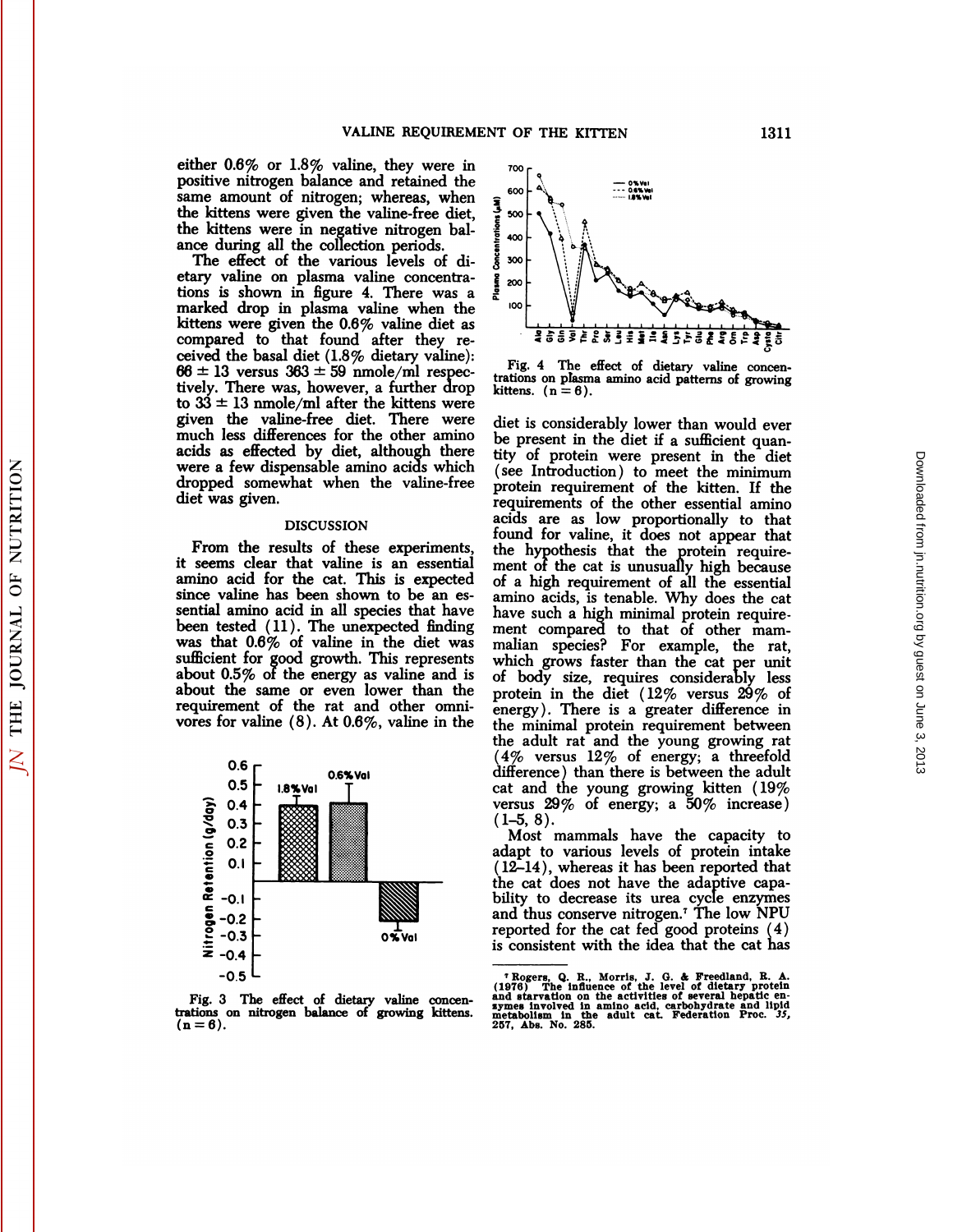either 0.6% or 1.8% valine, they were in positive nitrogen balance and retained the same amount of nitrogen; whereas, when the kittens were given the valine-free diet, the kittens were in negative nitrogen balance during all the collection periods.

The effect of the various levels of dietary valine on plasma valine concentrations is shown in figure 4. There was a marked drop in plasma valine when the kittens were given the 0.6% valine diet as compared to that found after they received the basal diet (1.8% dietary valine): $66 \pm 13$ versus $363 \pm 59$ nmole/ml respectively. There was, however, a further drop to $33 \pm 13$ nmole/ml after the kittens were given the valine-free diet. There were much less differences for the other amino acids as effected by diet, although there were a few dispensable amino acids which dropped somewhat when the valine-free diet was given.

Fig. 4 The effect of dietary valine concentrations on plasma amino acid patterns of growing kittens. (n = 6).

## DISCUSSION

From the results of these experiments, it seems clear that valine is an essential amino acid for the cat. This is expected since valine has been shown to be an essential amino acid in all species that have been tested (11). The unexpected finding was that 0.6% of valine in the diet was sufficient for good growth. This represents about 0.5% of the energy as valine and is about the same or even lower than the requirement of the rat and other omnivores for valine (8). At 0.6%, valine in the diet is considerably lower than would ever be present in the diet if a sufficient quantity of protein were present in the diet (see Introduction) to meet the minimum protein requirement of the kitten. If the requirements of the other essential amino acids are as low proportionally to that found for valine, it does not appear that the hypothesis that the protein requirement of the cat is unusually high because of a high requirement of all the essential amino acids, is tenable. Why does the cat have such a high minimal protein requirement compared to that of other mammalian species? For example, the rat, which grows faster than the cat per unit of body size, requires considerably less protein in the diet (12% versus 29% of energy). There is a greater difference in the minimal protein requirement between the adult rat and the young growing rat (4% versus 12% of energy; a threefold difference) than there is between the adult cat and the young growing kitten (19% versus 29% of energy; a 50% increase) (1–5, 8).

Fig. 3 The effect of dietary valine concentrations on nitrogen balance of growing kittens. (n = 6).

Most mammals have the capacity to adapt to various levels of protein intake (12–14), whereas it has been reported that the cat does not have the adaptive capability to decrease its urea cycle enzymes and thus conserve nitrogen.[7] The low NPU reported for the cat fed good proteins (4) is consistent with the idea that the cat has

[7] Rogers, Q. R., Morris, J. G. & Freedland, R. A. (1976) The influence of the level of dietary protein and starvation on the activities of several hepatic enzymes involved in amino acid, carbohydrate and lipid metabolism in the adult cat. Federation Proc. *35*, 257, Abs. No. 285.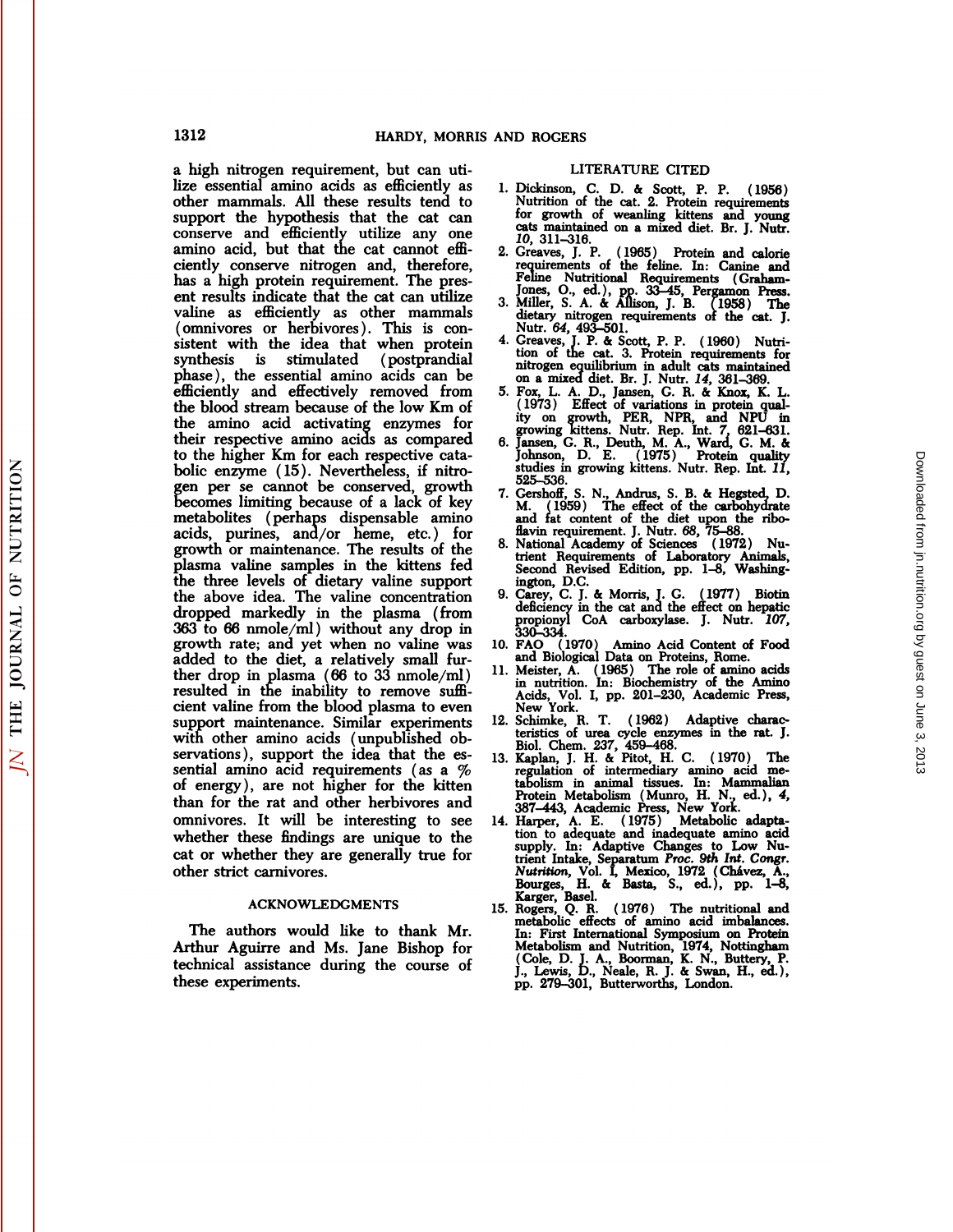a high nitrogen requirement, but can utilize essential amino acids as efficiently as other mammals. All these results tend to support the hypothesis that the cat can conserve and efficiently utilize any one amino acid, but that the cat cannot efficiently conserve nitrogen and, therefore, has a high protein requirement. The present results indicate that the cat can utilize valine as efficiently as other mammals (omnivores or herbivores). This is consistent with the idea that when protein synthesis is stimulated (postprandial phase), the essential amino acids can be efficiently and effectively removed from the blood stream because of the low Km of the amino acid activating enzymes for their respective amino acids as compared to the higher Km for each respective catabolic enzyme (15). Nevertheless, if nitrogen per se cannot be conserved, growth becomes limiting because of a lack of key metabolites (perhaps dispensable amino acids, purines, and/or heme, etc.) for growth or maintenance. The results of the plasma valine samples in the kittens fed the three levels of dietary valine support the above idea. The valine concentration dropped markedly in the plasma (from 363 to 66 nmole/ml) without any drop in growth rate; and yet when no valine was added to the diet, a relatively small further drop in plasma (66 to 33 nmole/ml) resulted in the inability to remove sufficient valine from the blood plasma to even support maintenance. Similar experiments with other amino acids (unpublished observations), support the idea that the essential amino acid requirements (as a % of energy), are not higher for the kitten than for the rat and other herbivores and omnivores. It will be interesting to see whether these findings are unique to the cat or whether they are generally true for other strict carnivores.

## ACKNOWLEDGMENTS

The authors would like to thank Mr. Arthur Aguirre and Ms. Jane Bishop for technical assistance during the course of these experiments.

## LITERATURE CITED

1. Dickinson, C. D. & Scott, P. P. (1956) Nutrition of the cat. 2. Protein requirements for growth of weanling kittens and young cats maintained on a mixed diet. Br. J. Nutr. *10,* 311–316.
2. Greaves, J. P. (1965) Protein and calorie requirements of the feline. In: Canine and Feline Nutritional Requirements (Graham-Jones, O., ed.), pp. 33–45, Pergamon Press.
3. Miller, S. A. & Allison, J. B. (1958) The dietary nitrogen requirements of the cat. J. Nutr. *64,* 493–501.
4. Greaves, J. P. & Scott, P. P. (1960) Nutrition of the cat. 3. Protein requirements for nitrogen equilibrium in adult cats maintained on a mixed diet. Br. J. Nutr. *14,* 361–369.
5. Fox, L. A. D., Jansen, G. R. & Knox, K. L. (1973) Effect of variations in protein quality on growth, PER, NPR, and NPU in growing kittens. Nutr. Rep. Int. *7,* 621–631.
6. Jansen, G. R., Deuth, M. A., Ward, G. M. & Johnson, D. E. (1975) Protein quality studies in growing kittens. Nutr. Rep. Int. *11,* 525–536.
7. Gershoff, S. N., Andrus, S. B. & Hegsted, D. M. (1959) The effect of the carbohydrate and fat content of the diet upon the riboflavin requirement. J. Nutr. *68,* 75–88.
8. National Academy of Sciences (1972) Nutrient Requirements of Laboratory Animals, Second Revised Edition, pp. 1–8, Washington, D.C.
9. Carey, C. J. & Morris, J. G. (1977) Biotin deficiency in the cat and the effect on hepatic propionyl CoA carboxylase. J. Nutr. *107,* 330–334.
10. FAO (1970) Amino Acid Content of Food and Biological Data on Proteins, Rome.
11. Meister, A. (1965) The role of amino acids in nutrition. In: Biochemistry of the Amino Acids, Vol. I, pp. 201–230, Academic Press, New York.
12. Schimke, R. T. (1962) Adaptive characteristics of urea cycle enzymes in the rat. J. Biol. Chem. 237, 459–468.
13. Kaplan, J. H. & Pitot, H. C. (1970) The regulation of intermediary amino acid metabolism in animal tissues. In: Mammalian Protein Metabolism (Munro, H. N., ed.), *4,* 387–443, Academic Press, New York.
14. Harper, A. E. (1975) Metabolic adaptation to adequate and inadequate amino acid supply. In: Adaptive Changes to Low Nutrient Intake, Separatum *Proc. 9th Int. Congr. Nutrition,* Vol. I, Mexico, 1972 (Chávez, A., Bourges, H. & Basta, S., ed.), pp. 1–8, Karger, Basel.
15. Rogers, Q. R. (1976) The nutritional and metabolic effects of amino acid imbalances. In: First International Symposium on Protein Metabolism and Nutrition, 1974, Nottingham (Cole, D. J. A., Boorman, K. N., Buttery, P. J., Lewis, D., Neale, R. J. & Swan, H., ed.), pp. 279–301, Butterworths, London.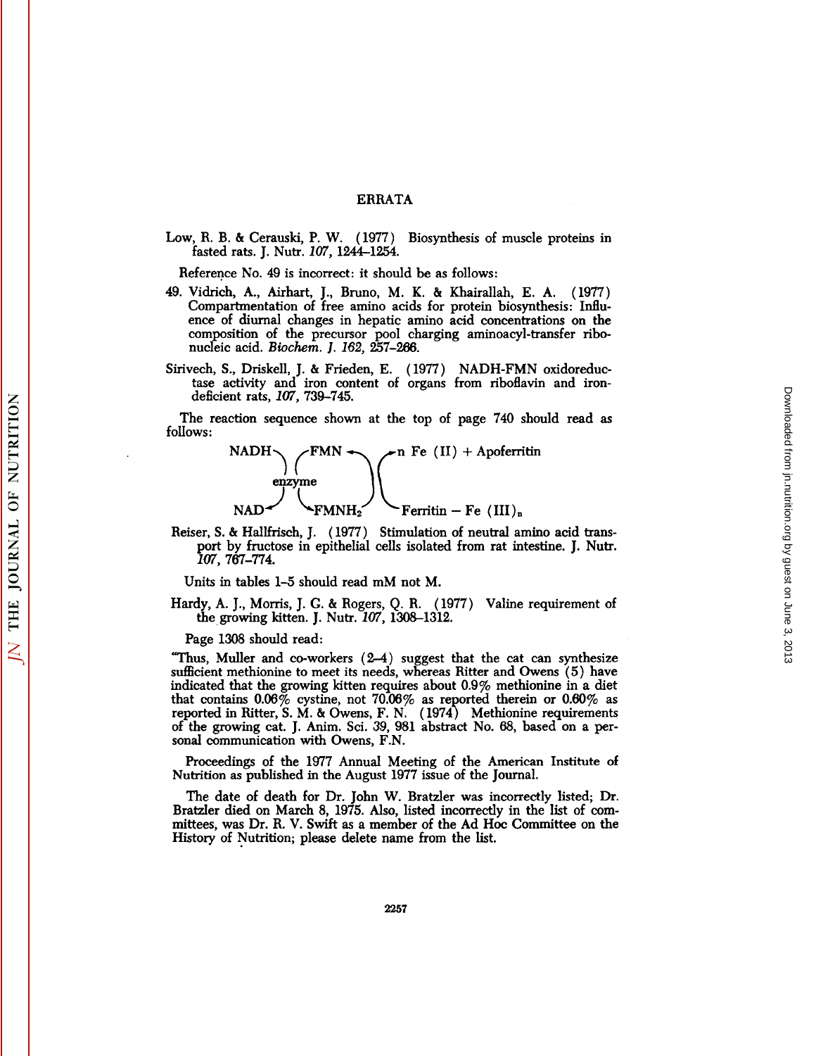# ERRATA

Low, R. B. & Cerauski, P. W. (1977) Biosynthesis of muscle proteins in fasted rats. J. Nutr. *107*, 1244–1254.

Reference No. 49 is incorrect: it should be as follows:

49. Vidrich, A., Airhart, J., Bruno, M. K. & Khairallah, E. A. (1977) Compartmentation of free amino acids for protein biosynthesis: Influence of diurnal changes in hepatic amino acid concentrations on the composition of the precursor pool charging aminoacyl-transfer ribonucleic acid. *Biochem. J. 162*, 257–266.

Sirivech, S., Driskell, J. & Frieden, E. (1977) NADH-FMN oxidoreductase activity and iron content of organs from riboflavin and iron-deficient rats, *107*, 739–745.

The reaction sequence shown at the top of page 740 should read as follows:

NADH → NAD (enzyme); FMN ← FMNH$_2$; n Fe (II) + Apoferritin ← Ferritin – Fe (III)$_n$

Reiser, S. & Hallfrisch, J. (1977) Stimulation of neutral amino acid transport by fructose in epithelial cells isolated from rat intestine. J. Nutr. *107*, 767–774.

Units in tables 1–5 should read mM not M.

Hardy, A. J., Morris, J. G. & Rogers, Q. R. (1977) Valine requirement of the growing kitten. J. Nutr. *107*, 1308–1312.

Page 1308 should read:

"Thus, Muller and co-workers (2–4) suggest that the cat can synthesize sufficient methionine to meet its needs, whereas Ritter and Owens (5) have indicated that the growing kitten requires about 0.9% methionine in a diet that contains 0.06% cystine, not 70.06% as reported therein or 0.60% as reported in Ritter, S. M. & Owens, F. N. (1974) Methionine requirements of the growing cat. J. Anim. Sci. 39, 981 abstract No. 68, based on a personal communication with Owens, F.N.

Proceedings of the 1977 Annual Meeting of the American Institute of Nutrition as published in the August 1977 issue of the Journal.

The date of death for Dr. John W. Bratzler was incorrectly listed; Dr. Bratzler died on March 8, 1975. Also, listed incorrectly in the list of committees, was Dr. R. V. Swift as a member of the Ad Hoc Committee on the History of Nutrition; please delete name from the list.